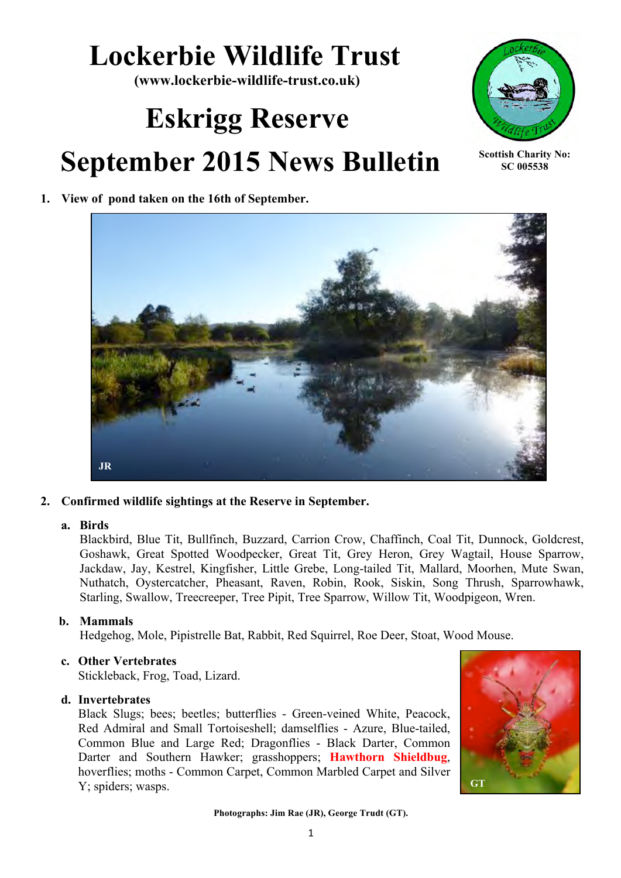# Lockerbie Wildlife Trust

**(www.lockerbie-wildlife-trust.co.uk)**

# Eskrigg Reserve

# September 2015 News Bulletin

**Scottish Charity No: SC 005538**

1. **View of pond taken on the 16th of September.**

JR

2. **Confirmed wildlife sightings at the Reserve in September.**

   a. **Birds**
   Blackbird, Blue Tit, Bullfinch, Buzzard, Carrion Crow, Chaffinch, Coal Tit, Dunnock, Goldcrest, Goshawk, Great Spotted Woodpecker, Great Tit, Grey Heron, Grey Wagtail, House Sparrow, Jackdaw, Jay, Kestrel, Kingfisher, Little Grebe, Long-tailed Tit, Mallard, Moorhen, Mute Swan, Nuthatch, Oystercatcher, Pheasant, Raven, Robin, Rook, Siskin, Song Thrush, Sparrowhawk, Starling, Swallow, Treecreeper, Tree Pipit, Tree Sparrow, Willow Tit, Woodpigeon, Wren.

   b. **Mammals**
   Hedgehog, Mole, Pipistrelle Bat, Rabbit, Red Squirrel, Roe Deer, Stoat, Wood Mouse.

   c. **Other Vertebrates**
   Stickleback, Frog, Toad, Lizard.

   d. **Invertebrates**
   Black Slugs; bees; beetles; butterflies - Green-veined White, Peacock, Red Admiral and Small Tortoiseshell; damselflies - Azure, Blue-tailed, Common Blue and Large Red; Dragonflies - Black Darter, Common Darter and Southern Hawker; grasshoppers; **Hawthorn Shieldbug**, hoverflies; moths - Common Carpet, Common Marbled Carpet and Silver Y; spiders; wasps.

GT

**Photographs: Jim Rae (JR), George Trudt (GT).**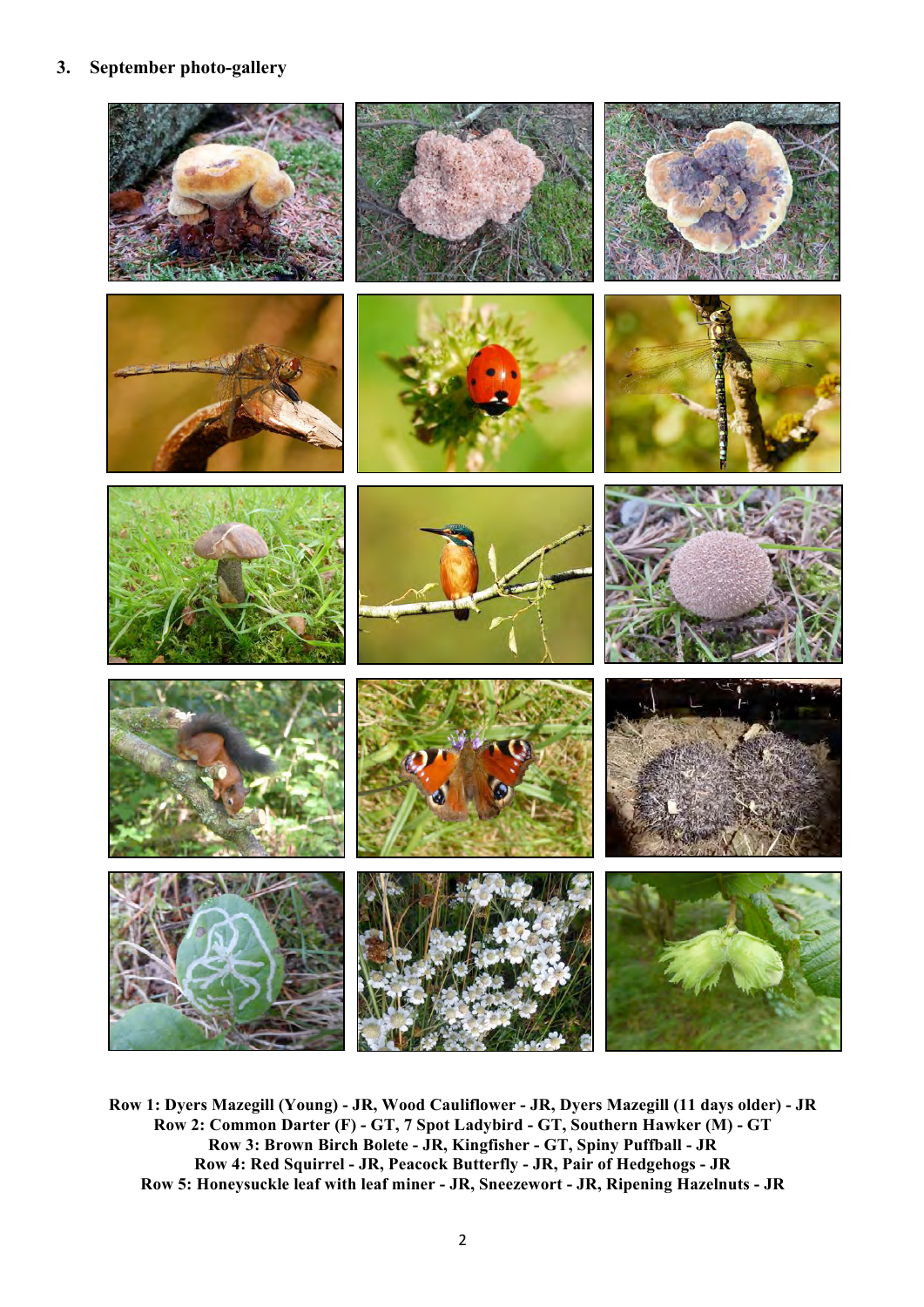## 3. September photo-gallery

**Row 1: Dyers Mazegill (Young) - JR, Wood Cauliflower - JR, Dyers Mazegill (11 days older) - JR**
**Row 2: Common Darter (F) - GT, 7 Spot Ladybird - GT, Southern Hawker (M) - GT**
**Row 3: Brown Birch Bolete - JR, Kingfisher - GT, Spiny Puffball - JR**
**Row 4: Red Squirrel - JR, Peacock Butterfly - JR, Pair of Hedgehogs - JR**
**Row 5: Honeysuckle leaf with leaf miner - JR, Sneezewort - JR, Ripening Hazelnuts - JR**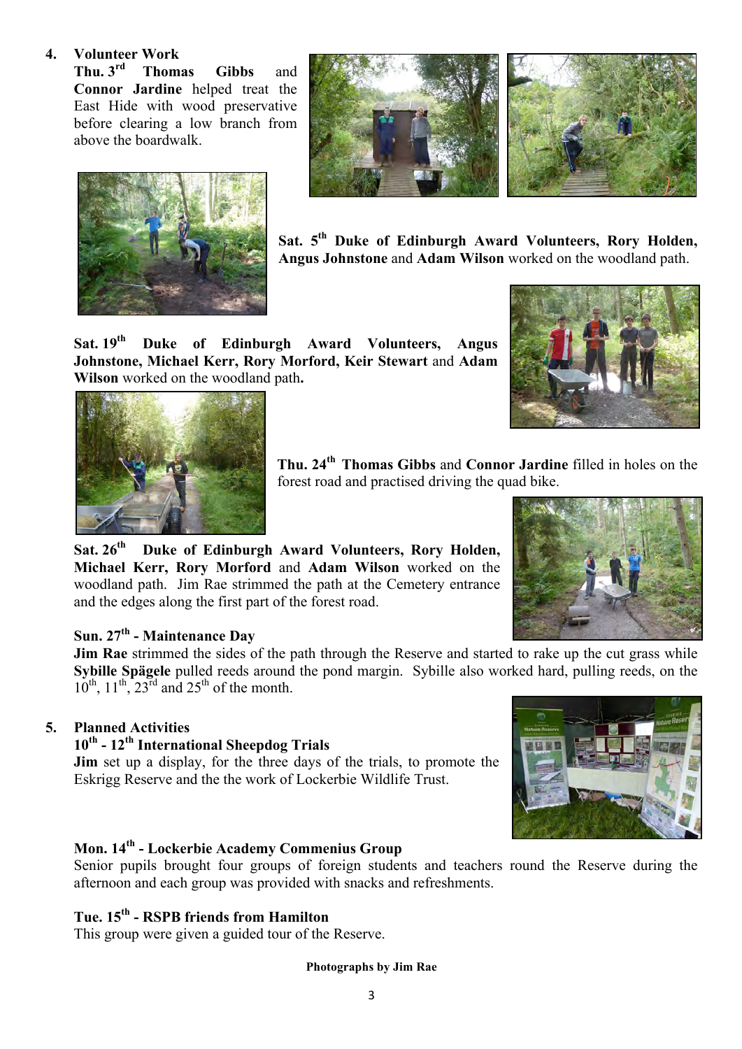## 4. Volunteer Work

**Thu. 3rd Thomas Gibbs** and **Connor Jardine** helped treat the East Hide with wood preservative before clearing a low branch from above the boardwalk.

**Sat. 5th Duke of Edinburgh Award Volunteers, Rory Holden, Angus Johnstone** and **Adam Wilson** worked on the woodland path.

**Sat. 19th Duke of Edinburgh Award Volunteers, Angus Johnstone, Michael Kerr, Rory Morford, Keir Stewart** and **Adam Wilson** worked on the woodland path**.**

**Thu. 24th Thomas Gibbs** and **Connor Jardine** filled in holes on the forest road and practised driving the quad bike.

**Sat. 26th Duke of Edinburgh Award Volunteers, Rory Holden, Michael Kerr, Rory Morford** and **Adam Wilson** worked on the woodland path. Jim Rae strimmed the path at the Cemetery entrance and the edges along the first part of the forest road.

**Sun. 27th - Maintenance Day**

**Jim Rae** strimmed the sides of the path through the Reserve and started to rake up the cut grass while **Sybille Spägele** pulled reeds around the pond margin. Sybille also worked hard, pulling reeds, on the 10th, 11th, 23rd and 25th of the month.

## 5. Planned Activities

**10th - 12th International Sheepdog Trials**

**Jim** set up a display, for the three days of the trials, to promote the Eskrigg Reserve and the the work of Lockerbie Wildlife Trust.

**Mon. 14th - Lockerbie Academy Commenius Group**

Senior pupils brought four groups of foreign students and teachers round the Reserve during the afternoon and each group was provided with snacks and refreshments.

**Tue. 15th - RSPB friends from Hamilton**

This group were given a guided tour of the Reserve.

**Photographs by Jim Rae**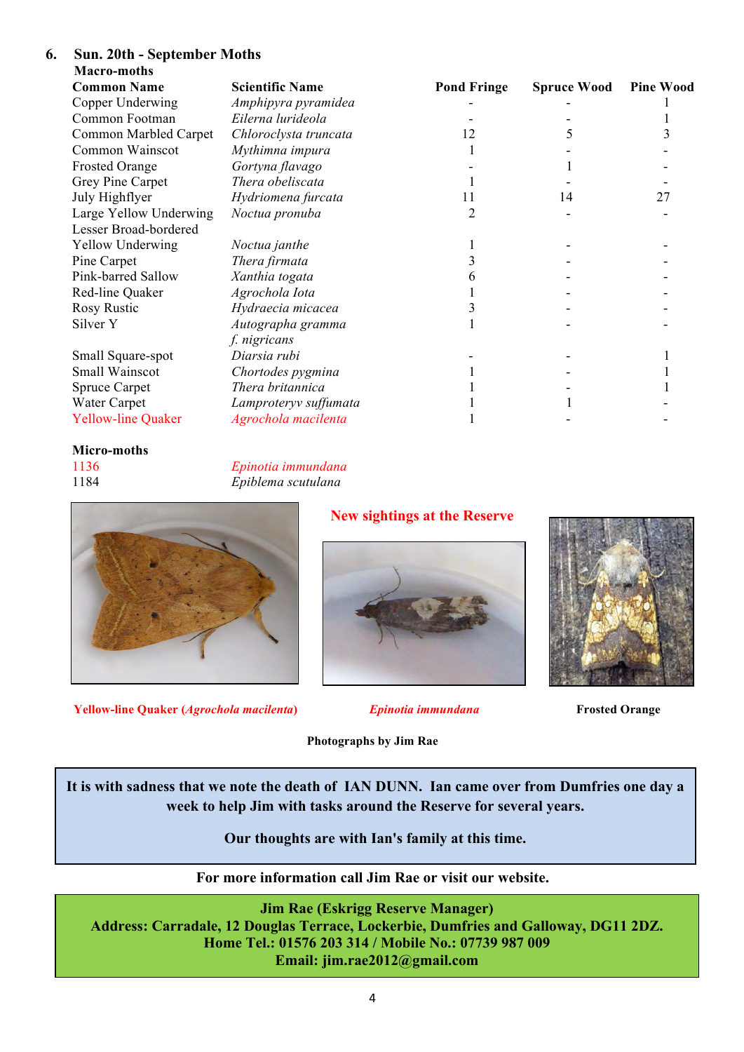## 6. Sun. 20th - September Moths

**Macro-moths**

| **Common Name** | **Scientific Name** | **Pond Fringe** | **Spruce Wood** | **Pine Wood** |
|---|---|---|---|---|
| Copper Underwing | *Amphipyra pyramidea* | - | - | 1 |
| Common Footman | *Eilerna lurideola* | - | - | 1 |
| Common Marbled Carpet | *Chloroclysta truncata* | 12 | 5 | 3 |
| Common Wainscot | *Mythimna impura* | 1 | - | - |
| Frosted Orange | *Gortyna flavago* | - | 1 | - |
| Grey Pine Carpet | *Thera obeliscata* | 1 | - | - |
| July Highflyer | *Hydriomena furcata* | 11 | 14 | 27 |
| Large Yellow Underwing | *Noctua pronuba* | 2 | - | - |
| Lesser Broad-bordered Yellow Underwing | *Noctua janthe* | 1 | - | - |
| Pine Carpet | *Thera firmata* | 3 | - | - |
| Pink-barred Sallow | *Xanthia togata* | 6 | - | - |
| Red-line Quaker | *Agrochola Iota* | 1 | - | - |
| Rosy Rustic | *Hydraecia micacea* | 3 | - | - |
| Silver Y | *Autographa gramma f. nigricans* | 1 | - | - |
| Small Square-spot | *Diarsia rubi* | - | - | 1 |
| Small Wainscot | *Chortodes pygmina* | 1 | - | 1 |
| Spruce Carpet | *Thera britannica* | 1 | - | 1 |
| Water Carpet | *Lamproteryv suffumata* | 1 | 1 | - |
| Yellow-line Quaker | *Agrochola macilenta* | 1 | - | - |

**Micro-moths**

| | |
|---|---|
| 1136 | *Epinotia immundana* |
| 1184 | *Epiblema scutulana* |

**New sightings at the Reserve**

**Yellow-line Quaker (*Agrochola macilenta*)**

***Epinotia immundana***

**Frosted Orange**

**Photographs by Jim Rae**

**It is with sadness that we note the death of IAN DUNN. Ian came over from Dumfries one day a week to help Jim with tasks around the Reserve for several years.**

**Our thoughts are with Ian's family at this time.**

**For more information call Jim Rae or visit our website.**

**Jim Rae (Eskrigg Reserve Manager)**
**Address: Carradale, 12 Douglas Terrace, Lockerbie, Dumfries and Galloway, DG11 2DZ.**
**Home Tel.: 01576 203 314 / Mobile No.: 07739 987 009**
**Email: jim.rae2012@gmail.com**